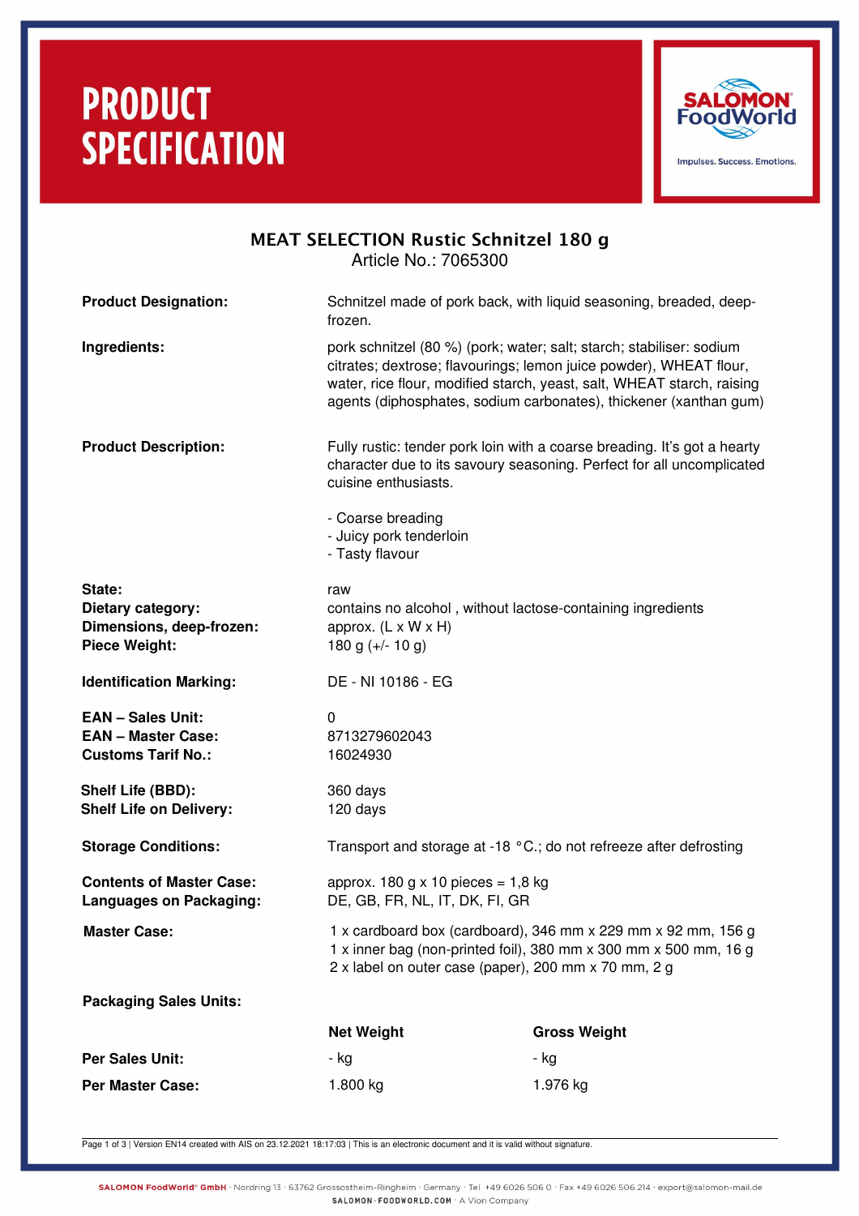# PRODUCT SPECIFICATION

SALOMON FoodWorld
Impulses. Success. Emotions.

## MEAT SELECTION Rustic Schnitzel 180 g

Article No.: 7065300

**Product Designation:** Schnitzel made of pork back, with liquid seasoning, breaded, deep-frozen.

**Ingredients:** pork schnitzel (80 %) (pork; water; salt; starch; stabiliser: sodium citrates; dextrose; flavourings; lemon juice powder), WHEAT flour, water, rice flour, modified starch, yeast, salt, WHEAT starch, raising agents (diphosphates, sodium carbonates), thickener (xanthan gum)

**Product Description:** Fully rustic: tender pork loin with a coarse breading. It's got a hearty character due to its savoury seasoning. Perfect for all uncomplicated cuisine enthusiasts.

- Coarse breading
- Juicy pork tenderloin
- Tasty flavour

**State:** raw
**Dietary category:** contains no alcohol , without lactose-containing ingredients
**Dimensions, deep-frozen:** approx. (L x W x H)
**Piece Weight:** 180 g (+/- 10 g)

**Identification Marking:** DE - NI 10186 - EG

**EAN – Sales Unit:** 0
**EAN – Master Case:** 8713279602043
**Customs Tarif No.:** 16024930

**Shelf Life (BBD):** 360 days
**Shelf Life on Delivery:** 120 days

**Storage Conditions:** Transport and storage at -18 °C.; do not refreeze after defrosting

**Contents of Master Case:** approx. 180 g x 10 pieces = 1,8 kg
**Languages on Packaging:** DE, GB, FR, NL, IT, DK, FI, GR

**Master Case:**
1 x cardboard box (cardboard), 346 mm x 229 mm x 92 mm, 156 g
1 x inner bag (non-printed foil), 380 mm x 300 mm x 500 mm, 16 g
2 x label on outer case (paper), 200 mm x 70 mm, 2 g

**Packaging Sales Units:**

| | Net Weight | Gross Weight |
|---|---|---|
| **Per Sales Unit:** | - kg | - kg |
| **Per Master Case:** | 1.800 kg | 1.976 kg |

Page 1 of 3 | Version EN14 created with AIS on 23.12.2021 18:17:03 | This is an electronic document and it is valid without signature.

SALOMON FoodWorld® GmbH · Nordring 13 · 63762 Grossostheim-Ringheim · Germany · Tel +49 6026 506 0 · Fax +49 6026 506 214 · export@salomon-mail.de
SALOMON-FOODWORLD.COM · A Vion Company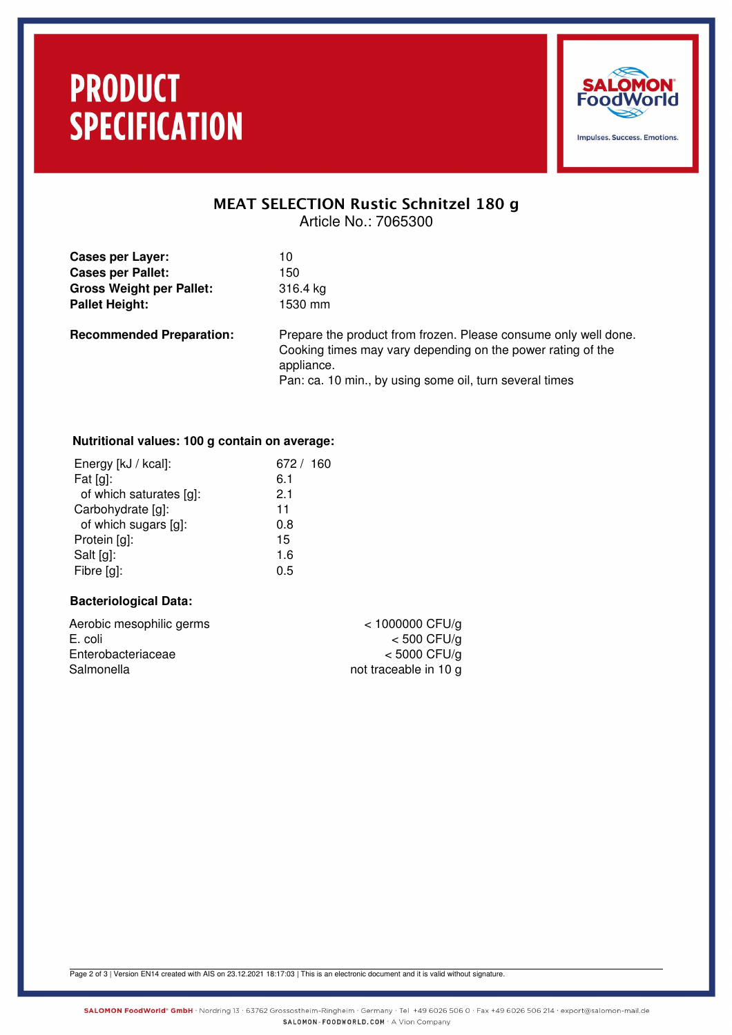# PRODUCT SPECIFICATION

SALOMON FoodWorld

Impulses. Success. Emotions.

## MEAT SELECTION Rustic Schnitzel 180 g

Article No.: 7065300

| | |
|---|---|
| **Cases per Layer:** | 10 |
| **Cases per Pallet:** | 150 |
| **Gross Weight per Pallet:** | 316.4 kg |
| **Pallet Height:** | 1530 mm |

**Recommended Preparation:**

Prepare the product from frozen. Please consume only well done. Cooking times may vary depending on the power rating of the appliance.
Pan: ca. 10 min., by using some oil, turn several times

### Nutritional values: 100 g contain on average:

| | |
|---|---|
| Energy [kJ / kcal]: | 672 / 160 |
| Fat [g]: | 6.1 |
| of which saturates [g]: | 2.1 |
| Carbohydrate [g]: | 11 |
| of which sugars [g]: | 0.8 |
| Protein [g]: | 15 |
| Salt [g]: | 1.6 |
| Fibre [g]: | 0.5 |

### Bacteriological Data:

| | |
|---|---|
| Aerobic mesophilic germs | < 1000000 CFU/g |
| E. coli | < 500 CFU/g |
| Enterobacteriaceae | < 5000 CFU/g |
| Salmonella | not traceable in 10 g |

Version EN14 created with AIS on 23.12.2021 18:17:03 | This is an electronic document and it is valid without signature.

SALOMON FoodWorld® GmbH · Nordring 13 · 63762 Grossostheim-Ringheim · Germany · Tel +49 6026 506 0 · Fax +49 6026 506 214 · export@salomon-mail.de
SALOMON-FOODWORLD.COM · A Vion Company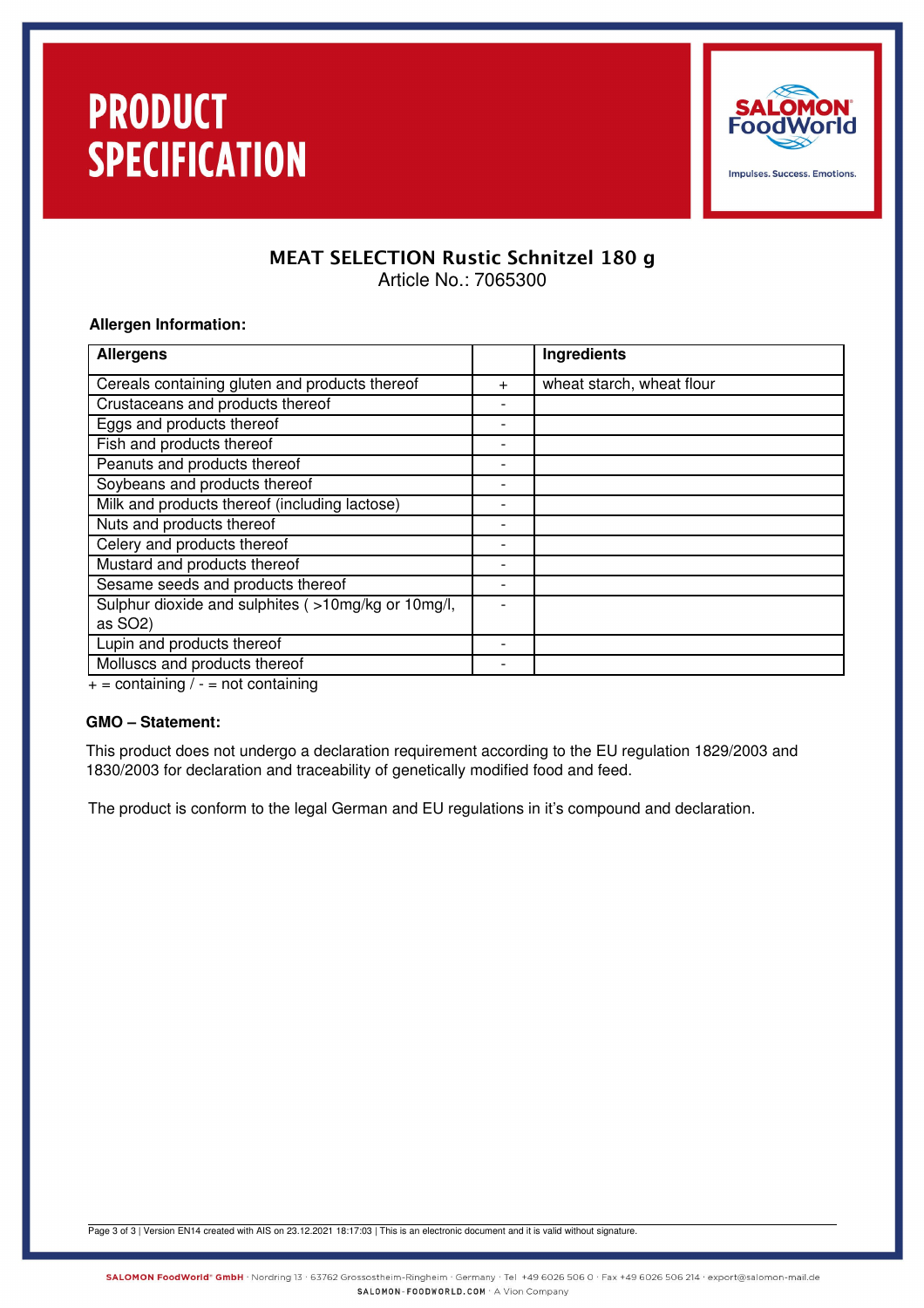# PRODUCT SPECIFICATION

## MEAT SELECTION Rustic Schnitzel 180 g

Article No.: 7065300

**Allergen Information:**

| **Allergens** | | **Ingredients** |
|---|---|---|
| Cereals containing gluten and products thereof | + | wheat starch, wheat flour |
| Crustaceans and products thereof | - | |
| Eggs and products thereof | - | |
| Fish and products thereof | - | |
| Peanuts and products thereof | - | |
| Soybeans and products thereof | - | |
| Milk and products thereof (including lactose) | - | |
| Nuts and products thereof | - | |
| Celery and products thereof | - | |
| Mustard and products thereof | - | |
| Sesame seeds and products thereof | - | |
| Sulphur dioxide and sulphites ( >10mg/kg or 10mg/l, as SO2) | - | |
| Lupin and products thereof | - | |
| Molluscs and products thereof | - | |

+ = containing / - = not containing

**GMO – Statement:**

This product does not undergo a declaration requirement according to the EU regulation 1829/2003 and 1830/2003 for declaration and traceability of genetically modified food and feed.

The product is conform to the legal German and EU regulations in it's compound and declaration.